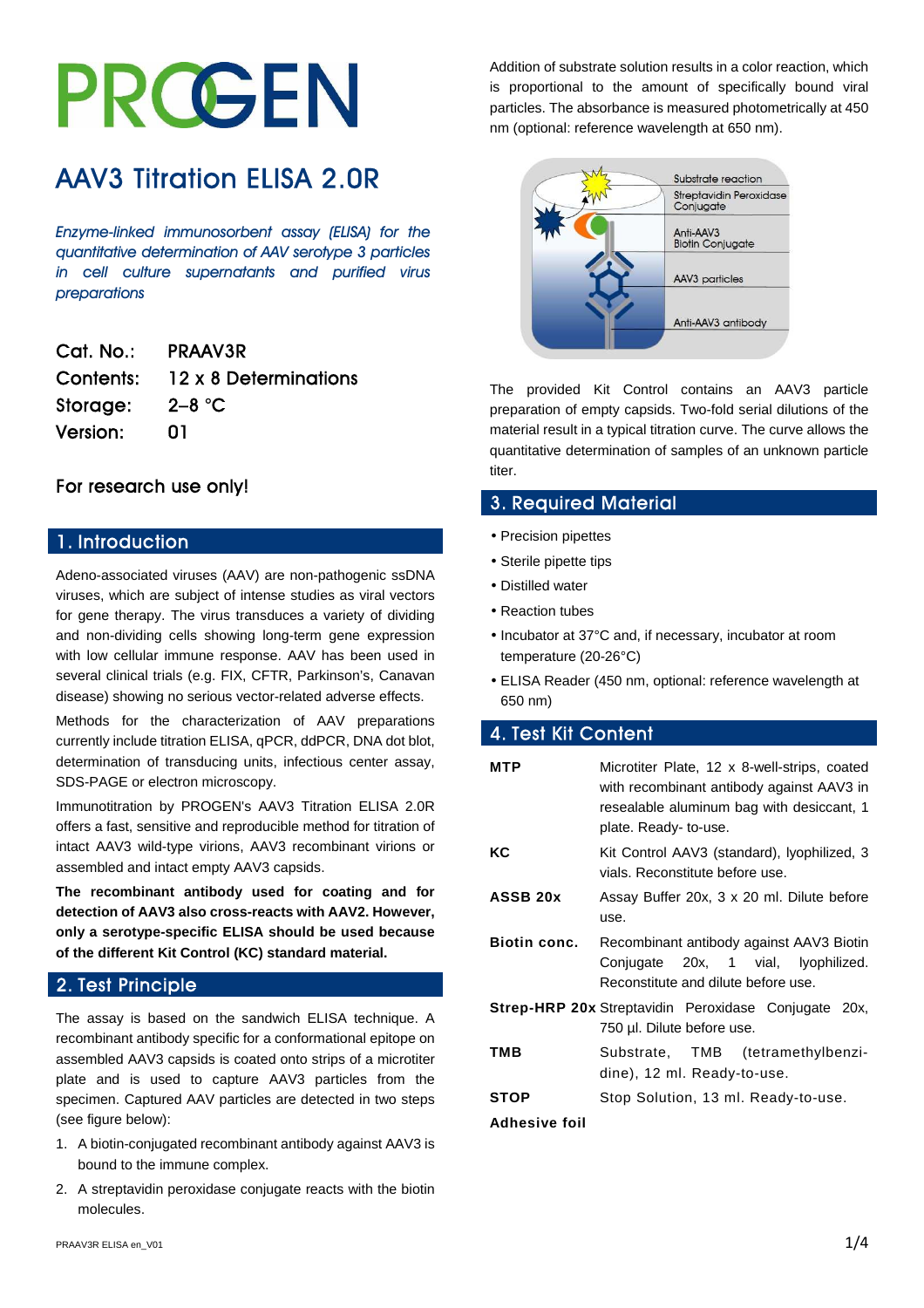# PROGEN

# AAV3 Titration ELISA 2.0R

*Enzyme-linked immunosorbent assay (ELISA) for the quantitative determination of AAV serotype 3 particles in cell culture supernatants and purified virus preparations*

| | |
|---|---|
| Cat. No.: | PRAAV3R |
| Contents: | 12 x 8 Determinations |
| Storage: | 2–8 °C |
| Version: | 01 |

For research use only!

## 1. Introduction

Adeno-associated viruses (AAV) are non-pathogenic ssDNA viruses, which are subject of intense studies as viral vectors for gene therapy. The virus transduces a variety of dividing and non-dividing cells showing long-term gene expression with low cellular immune response. AAV has been used in several clinical trials (e.g. FIX, CFTR, Parkinson's, Canavan disease) showing no serious vector-related adverse effects.

Methods for the characterization of AAV preparations currently include titration ELISA, qPCR, ddPCR, DNA dot blot, determination of transducing units, infectious center assay, SDS-PAGE or electron microscopy.

Immunotitration by PROGEN's AAV3 Titration ELISA 2.0R offers a fast, sensitive and reproducible method for titration of intact AAV3 wild-type virions, AAV3 recombinant virions or assembled and intact empty AAV3 capsids.

**The recombinant antibody used for coating and for detection of AAV3 also cross-reacts with AAV2. However, only a serotype-specific ELISA should be used because of the different Kit Control (KC) standard material.**

## 2. Test Principle

The assay is based on the sandwich ELISA technique. A recombinant antibody specific for a conformational epitope on assembled AAV3 capsids is coated onto strips of a microtiter plate and is used to capture AAV3 particles from the specimen. Captured AAV particles are detected in two steps (see figure below):

1. A biotin-conjugated recombinant antibody against AAV3 is bound to the immune complex.
2. A streptavidin peroxidase conjugate reacts with the biotin molecules.

Addition of substrate solution results in a color reaction, which is proportional to the amount of specifically bound viral particles. The absorbance is measured photometrically at 450 nm (optional: reference wavelength at 650 nm).

Substrate reaction
Streptavidin Peroxidase Conjugate
Anti-AAV3 Biotin Conjugate
AAV3 particles
Anti-AAV3 antibody

The provided Kit Control contains an AAV3 particle preparation of empty capsids. Two-fold serial dilutions of the material result in a typical titration curve. The curve allows the quantitative determination of samples of an unknown particle titer.

## 3. Required Material

- Precision pipettes
- Sterile pipette tips
- Distilled water
- Reaction tubes
- Incubator at 37°C and, if necessary, incubator at room temperature (20-26°C)
- ELISA Reader (450 nm, optional: reference wavelength at 650 nm)

## 4. Test Kit Content

| | |
|---|---|
| **MTP** | Microtiter Plate, 12 x 8-well-strips, coated with recombinant antibody against AAV3 in resealable aluminum bag with desiccant, 1 plate. Ready- to-use. |
| **KC** | Kit Control AAV3 (standard), lyophilized, 3 vials. Reconstitute before use. |
| **ASSB 20x** | Assay Buffer 20x, 3 x 20 ml. Dilute before use. |
| **Biotin conc.** | Recombinant antibody against AAV3 Biotin Conjugate 20x, 1 vial, lyophilized. Reconstitute and dilute before use. |
| **Strep-HRP 20x** | Streptavidin Peroxidase Conjugate 20x, 750 µl. Dilute before use. |
| **TMB** | Substrate, TMB (tetramethylbenzi-dine), 12 ml. Ready-to-use. |
| **STOP** | Stop Solution, 13 ml. Ready-to-use. |
| **Adhesive foil** | |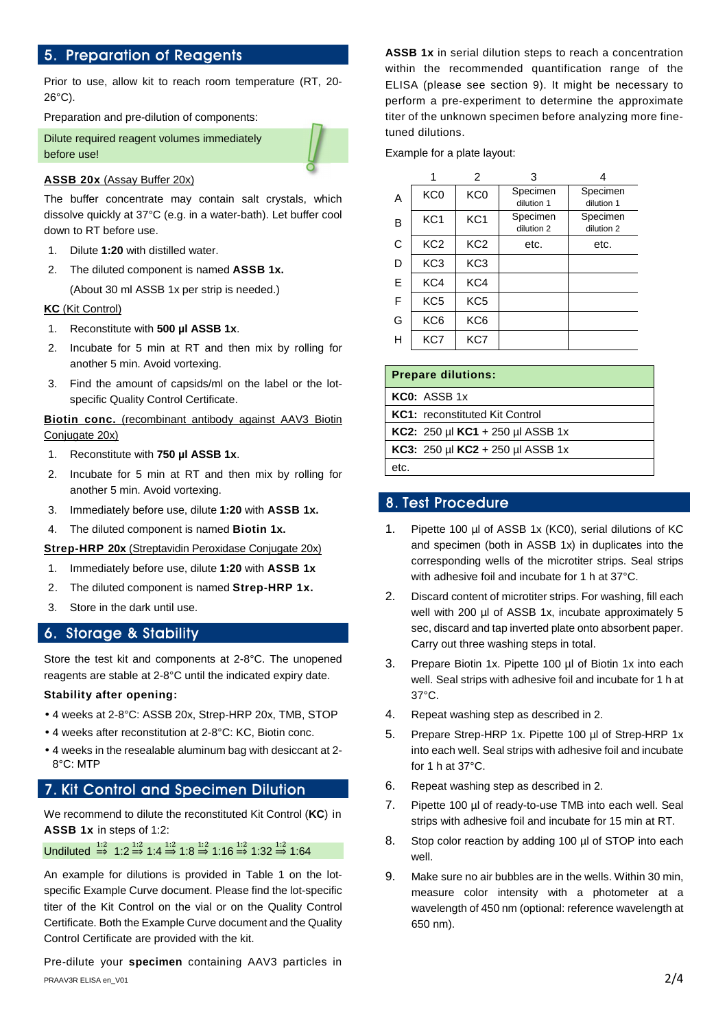## 5. Preparation of Reagents

Prior to use, allow kit to reach room temperature (RT, 20-26°C).

Preparation and pre-dilution of components:

Dilute required reagent volumes immediately before use!

**ASSB 20x** (Assay Buffer 20x)

The buffer concentrate may contain salt crystals, which dissolve quickly at 37°C (e.g. in a water-bath). Let buffer cool down to RT before use.

1. Dilute **1:20** with distilled water.
2. The diluted component is named **ASSB 1x.**

   (About 30 ml ASSB 1x per strip is needed.)

**KC** (Kit Control)

1. Reconstitute with **500 µl ASSB 1x**.
2. Incubate for 5 min at RT and then mix by rolling for another 5 min. Avoid vortexing.
3. Find the amount of capsids/ml on the label or the lot-specific Quality Control Certificate.

**Biotin conc.** (recombinant antibody against AAV3 Biotin Conjugate 20x)

1. Reconstitute with **750 µl ASSB 1x**.
2. Incubate for 5 min at RT and then mix by rolling for another 5 min. Avoid vortexing.
3. Immediately before use, dilute **1:20** with **ASSB 1x.**
4. The diluted component is named **Biotin 1x.**

**Strep-HRP 20x** (Streptavidin Peroxidase Conjugate 20x)

1. Immediately before use, dilute **1:20** with **ASSB 1x**
2. The diluted component is named **Strep-HRP 1x.**
3. Store in the dark until use.

## 6. Storage & Stability

Store the test kit and components at 2-8°C. The unopened reagents are stable at 2-8°C until the indicated expiry date.

**Stability after opening:**

- 4 weeks at 2-8°C: ASSB 20x, Strep-HRP 20x, TMB, STOP
- 4 weeks after reconstitution at 2-8°C: KC, Biotin conc.
- 4 weeks in the resealable aluminum bag with desiccant at 2-8°C: MTP

## 7. Kit Control and Specimen Dilution

We recommend to dilute the reconstituted Kit Control (**KC**) in **ASSB 1x** in steps of 1:2:

Undiluted $\overset{1:2}{\Rightarrow}$ 1:2 $\overset{1:2}{\Rightarrow}$ 1:4 $\overset{1:2}{\Rightarrow}$ 1:8 $\overset{1:2}{\Rightarrow}$ 1:16 $\overset{1:2}{\Rightarrow}$ 1:32 $\overset{1:2}{\Rightarrow}$ 1:64

An example for dilutions is provided in Table 1 on the lot-specific Example Curve document. Please find the lot-specific titer of the Kit Control on the vial or on the Quality Control Certificate. Both the Example Curve document and the Quality Control Certificate are provided with the kit.

Pre-dilute your **specimen** containing AAV3 particles in **ASSB 1x** in serial dilution steps to reach a concentration within the recommended quantification range of the ELISA (please see section 9). It might be necessary to perform a pre-experiment to determine the approximate titer of the unknown specimen before analyzing more fine-tuned dilutions.

Example for a plate layout:

| | 1 | 2 | 3 | 4 |
|---|---|---|---|---|
| A | KC0 | KC0 | Specimen dilution 1 | Specimen dilution 1 |
| B | KC1 | KC1 | Specimen dilution 2 | Specimen dilution 2 |
| C | KC2 | KC2 | etc. | etc. |
| D | KC3 | KC3 | | |
| E | KC4 | KC4 | | |
| F | KC5 | KC5 | | |
| G | KC6 | KC6 | | |
| H | KC7 | KC7 | | |

| **Prepare dilutions:** |
|---|
| **KC0:** ASSB 1x |
| **KC1:** reconstituted Kit Control |
| **KC2:** 250 µl **KC1** + 250 µl ASSB 1x |
| **KC3:** 250 µl **KC2** + 250 µl ASSB 1x |
| etc. |

## 8. Test Procedure

1. Pipette 100 µl of ASSB 1x (KC0), serial dilutions of KC and specimen (both in ASSB 1x) in duplicates into the corresponding wells of the microtiter strips. Seal strips with adhesive foil and incubate for 1 h at 37°C.
2. Discard content of microtiter strips. For washing, fill each well with 200 µl of ASSB 1x, incubate approximately 5 sec, discard and tap inverted plate onto absorbent paper. Carry out three washing steps in total.
3. Prepare Biotin 1x. Pipette 100 µl of Biotin 1x into each well. Seal strips with adhesive foil and incubate for 1 h at 37°C.
4. Repeat washing step as described in 2.
5. Prepare Strep-HRP 1x. Pipette 100 µl of Strep-HRP 1x into each well. Seal strips with adhesive foil and incubate for 1 h at 37°C.
6. Repeat washing step as described in 2.
7. Pipette 100 µl of ready-to-use TMB into each well. Seal strips with adhesive foil and incubate for 15 min at RT.
8. Stop color reaction by adding 100 µl of STOP into each well.
9. Make sure no air bubbles are in the wells. Within 30 min, measure color intensity with a photometer at a wavelength of 450 nm (optional: reference wavelength at 650 nm).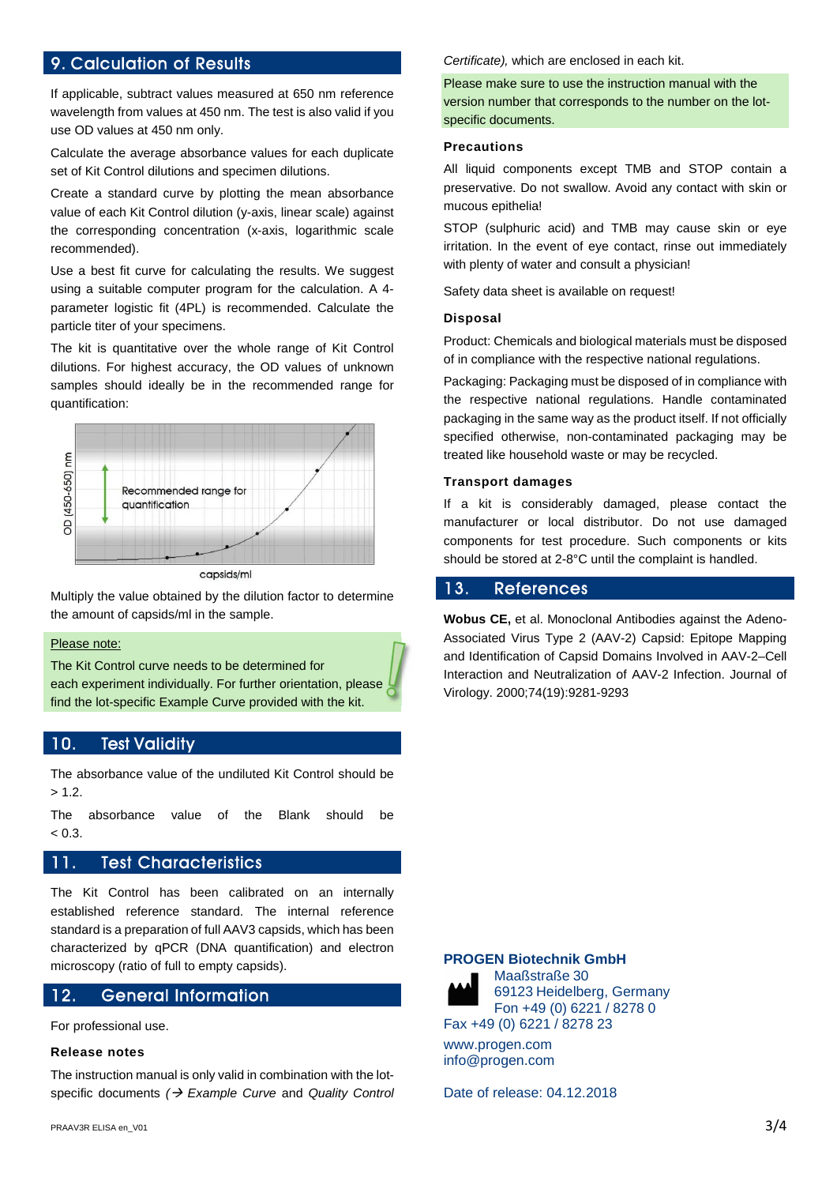## 9. Calculation of Results

If applicable, subtract values measured at 650 nm reference wavelength from values at 450 nm. The test is also valid if you use OD values at 450 nm only.

Calculate the average absorbance values for each duplicate set of Kit Control dilutions and specimen dilutions.

Create a standard curve by plotting the mean absorbance value of each Kit Control dilution (y-axis, linear scale) against the corresponding concentration (x-axis, logarithmic scale recommended).

Use a best fit curve for calculating the results. We suggest using a suitable computer program for the calculation. A 4-parameter logistic fit (4PL) is recommended. Calculate the particle titer of your specimens.

The kit is quantitative over the whole range of Kit Control dilutions. For highest accuracy, the OD values of unknown samples should ideally be in the recommended range for quantification:

OD (450-650) nm

Recommended range for quantification

capsids/ml

Multiply the value obtained by the dilution factor to determine the amount of capsids/ml in the sample.

Please note:

The Kit Control curve needs to be determined for each experiment individually. For further orientation, please find the lot-specific Example Curve provided with the kit.

## 10. Test Validity

The absorbance value of the undiluted Kit Control should be > 1.2.

The absorbance value of the Blank should be < 0.3.

## 11. Test Characteristics

The Kit Control has been calibrated on an internally established reference standard. The internal reference standard is a preparation of full AAV3 capsids, which has been characterized by qPCR (DNA quantification) and electron microscopy (ratio of full to empty capsids).

## 12. General Information

For professional use.

### Release notes

The instruction manual is only valid in combination with the lot-specific documents *(→ Example Curve* and *Quality Control Certificate)*, which are enclosed in each kit.

Please make sure to use the instruction manual with the version number that corresponds to the number on the lot-specific documents.

### Precautions

All liquid components except TMB and STOP contain a preservative. Do not swallow. Avoid any contact with skin or mucous epithelia!

STOP (sulphuric acid) and TMB may cause skin or eye irritation. In the event of eye contact, rinse out immediately with plenty of water and consult a physician!

Safety data sheet is available on request!

### Disposal

Product: Chemicals and biological materials must be disposed of in compliance with the respective national regulations.

Packaging: Packaging must be disposed of in compliance with the respective national regulations. Handle contaminated packaging in the same way as the product itself. If not officially specified otherwise, non-contaminated packaging may be treated like household waste or may be recycled.

### Transport damages

If a kit is considerably damaged, please contact the manufacturer or local distributor. Do not use damaged components for test procedure. Such components or kits should be stored at 2-8°C until the complaint is handled.

## 13. References

**Wobus CE,** et al. Monoclonal Antibodies against the Adeno-Associated Virus Type 2 (AAV-2) Capsid: Epitope Mapping and Identification of Capsid Domains Involved in AAV-2–Cell Interaction and Neutralization of AAV-2 Infection. Journal of Virology. 2000;74(19):9281-9293

**PROGEN Biotechnik GmbH**
Maaßstraße 30
69123 Heidelberg, Germany
Fon +49 (0) 6221 / 8278 0
Fax +49 (0) 6221 / 8278 23

www.progen.com
info@progen.com

Date of release: 04.12.2018

PRAAV3R ELISA en_V01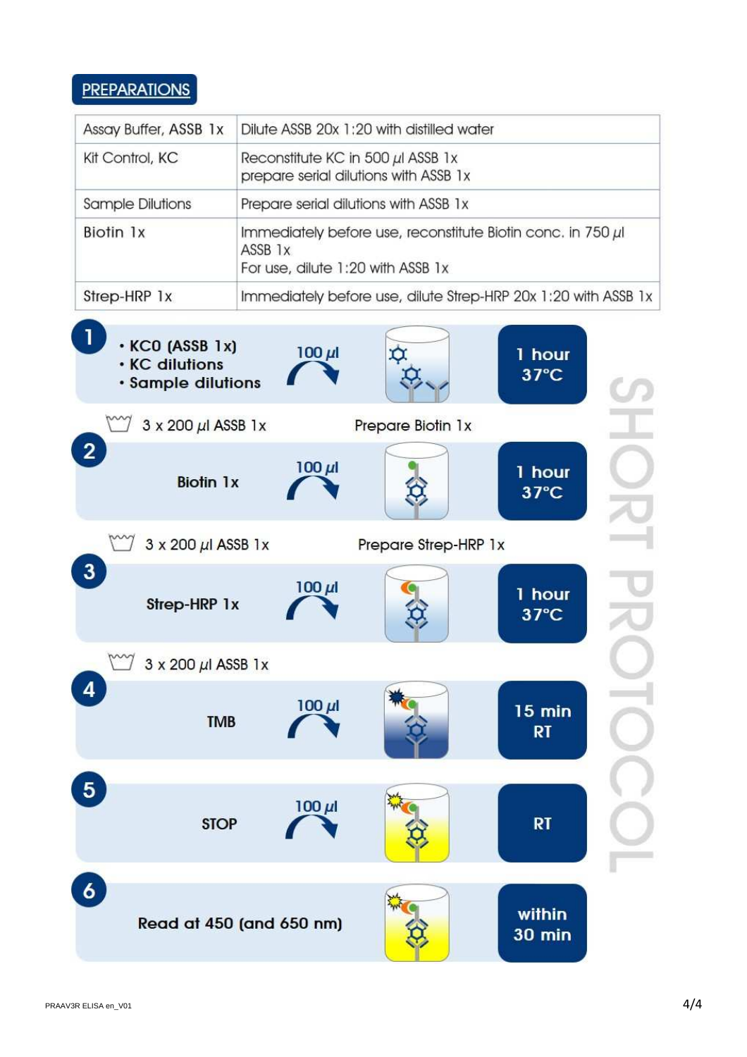## PREPARATIONS

| | |
|---|---|
| Assay Buffer, ASSB 1x | Dilute ASSB 20x 1:20 with distilled water |
| Kit Control, KC | Reconstitute KC in 500 µl ASSB 1x<br>prepare serial dilutions with ASSB 1x |
| Sample Dilutions | Prepare serial dilutions with ASSB 1x |
| Biotin 1x | Immediately before use, reconstitute Biotin conc. in 750 µl ASSB 1x<br>For use, dilute 1:20 with ASSB 1x |
| Strep-HRP 1x | Immediately before use, dilute Strep-HRP 20x 1:20 with ASSB 1x |

## SHORT PROTOCOL

**1**
- **KC0 (ASSB 1x)**
- **KC dilutions**
- **Sample dilutions**

100 µl — **1 hour 37°C**

3 x 200 µl ASSB 1x — Prepare Biotin 1x

**2** **Biotin 1x** — 100 µl — **1 hour 37°C**

3 x 200 µl ASSB 1x — Prepare Strep-HRP 1x

**3** **Strep-HRP 1x** — 100 µl — **1 hour 37°C**

3 x 200 µl ASSB 1x

**4** **TMB** — 100 µl — **15 min RT**

**5** **STOP** — 100 µl — **RT**

**6** **Read at 450 (and 650 nm)** — **within 30 min**

PRAAV3R ELISA en_V01